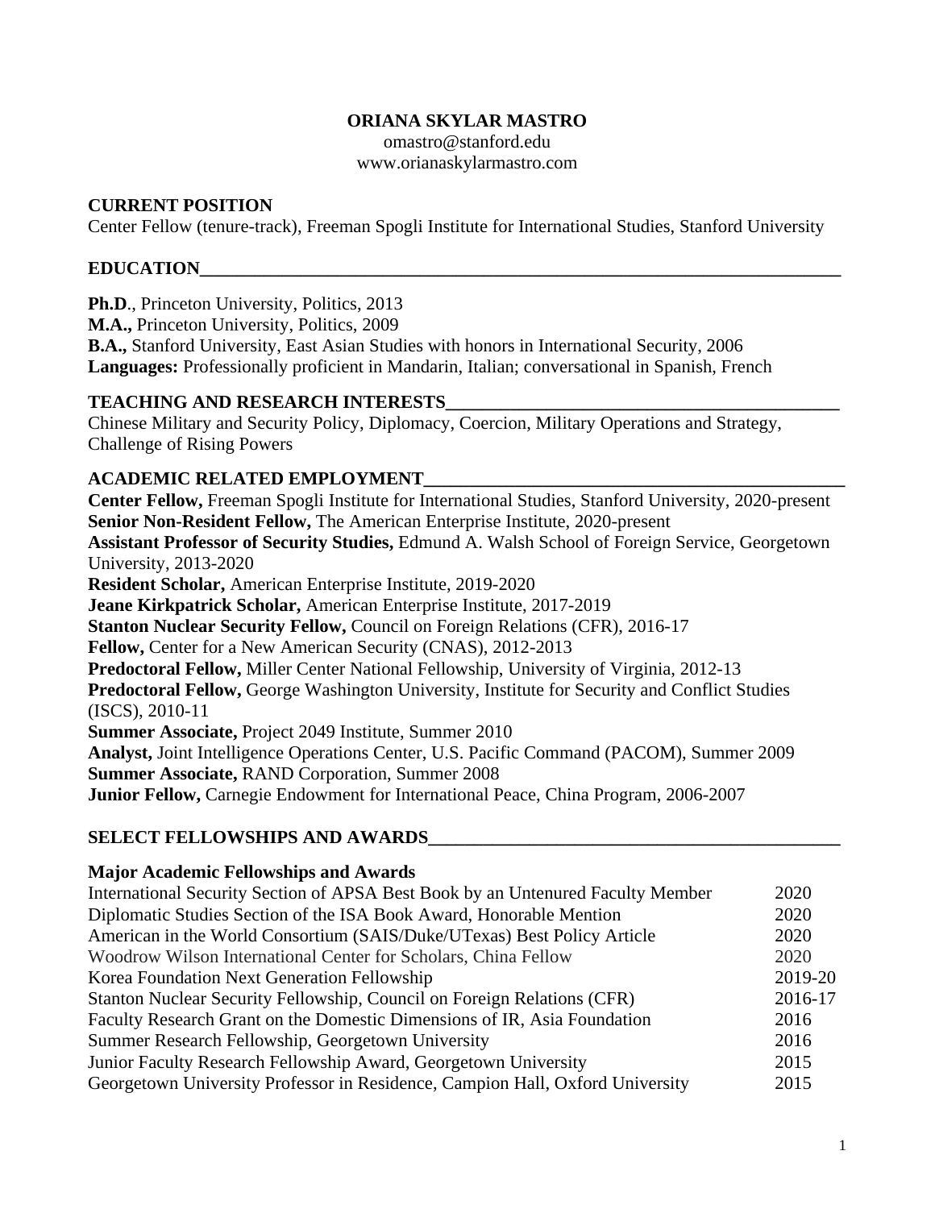# ORIANA SKYLAR MASTRO

omastro@stanford.edu
www.orianaskylarmastro.com

## CURRENT POSITION

Center Fellow (tenure-track), Freeman Spogli Institute for International Studies, Stanford University

## EDUCATION

**Ph.D**., Princeton University, Politics, 2013
**M.A.,** Princeton University, Politics, 2009
**B.A.,** Stanford University, East Asian Studies with honors in International Security, 2006
**Languages:** Professionally proficient in Mandarin, Italian; conversational in Spanish, French

## TEACHING AND RESEARCH INTERESTS

Chinese Military and Security Policy, Diplomacy, Coercion, Military Operations and Strategy, Challenge of Rising Powers

## ACADEMIC RELATED EMPLOYMENT

**Center Fellow,** Freeman Spogli Institute for International Studies, Stanford University, 2020-present
**Senior Non-Resident Fellow,** The American Enterprise Institute, 2020-present
**Assistant Professor of Security Studies,** Edmund A. Walsh School of Foreign Service, Georgetown University, 2013-2020
**Resident Scholar,** American Enterprise Institute, 2019-2020
**Jeane Kirkpatrick Scholar,** American Enterprise Institute, 2017-2019
**Stanton Nuclear Security Fellow,** Council on Foreign Relations (CFR), 2016-17
**Fellow,** Center for a New American Security (CNAS), 2012-2013
**Predoctoral Fellow,** Miller Center National Fellowship, University of Virginia, 2012-13
**Predoctoral Fellow,** George Washington University, Institute for Security and Conflict Studies (ISCS), 2010-11
**Summer Associate,** Project 2049 Institute, Summer 2010
**Analyst,** Joint Intelligence Operations Center, U.S. Pacific Command (PACOM), Summer 2009
**Summer Associate,** RAND Corporation, Summer 2008
**Junior Fellow,** Carnegie Endowment for International Peace, China Program, 2006-2007

## SELECT FELLOWSHIPS AND AWARDS

### Major Academic Fellowships and Awards

| | |
|---|---|
| International Security Section of APSA Best Book by an Untenured Faculty Member | 2020 |
| Diplomatic Studies Section of the ISA Book Award, Honorable Mention | 2020 |
| American in the World Consortium (SAIS/Duke/UTexas) Best Policy Article | 2020 |
| Woodrow Wilson International Center for Scholars, China Fellow | 2020 |
| Korea Foundation Next Generation Fellowship | 2019-20 |
| Stanton Nuclear Security Fellowship, Council on Foreign Relations (CFR) | 2016-17 |
| Faculty Research Grant on the Domestic Dimensions of IR, Asia Foundation | 2016 |
| Summer Research Fellowship, Georgetown University | 2016 |
| Junior Faculty Research Fellowship Award, Georgetown University | 2015 |
| Georgetown University Professor in Residence, Campion Hall, Oxford University | 2015 |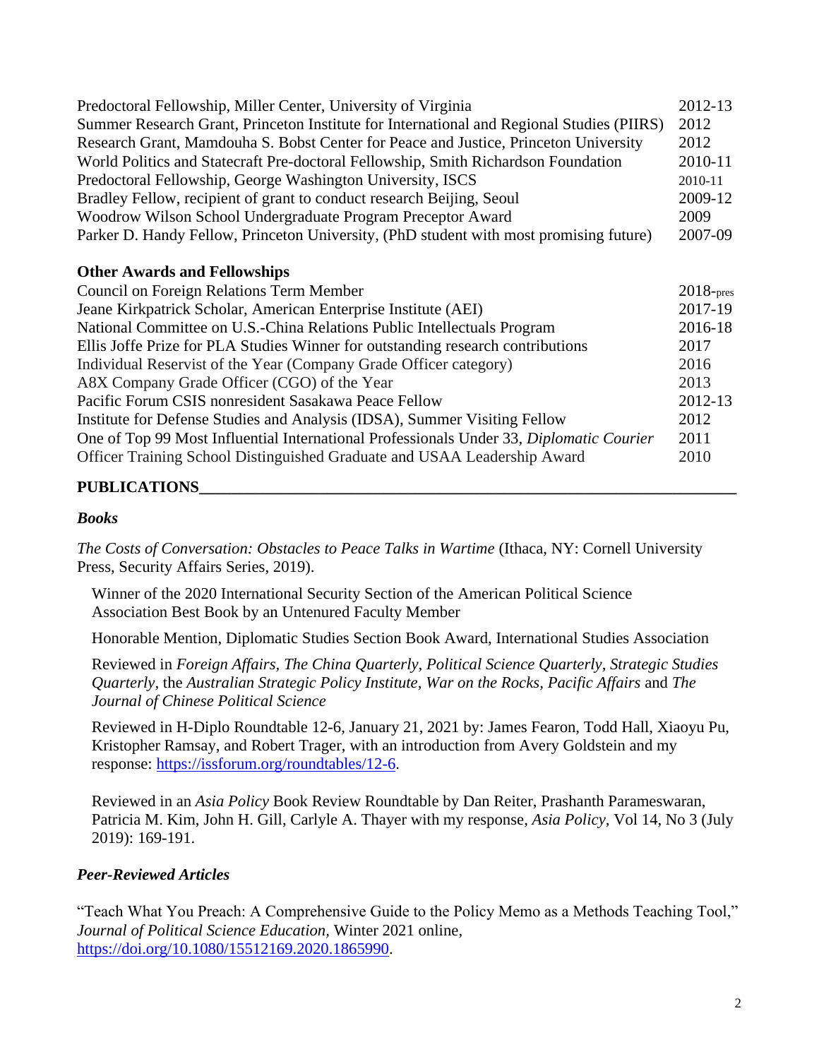| | |
|---|---|
| Predoctoral Fellowship, Miller Center, University of Virginia | 2012-13 |
| Summer Research Grant, Princeton Institute for International and Regional Studies (PIIRS) | 2012 |
| Research Grant, Mamdouha S. Bobst Center for Peace and Justice, Princeton University | 2012 |
| World Politics and Statecraft Pre-doctoral Fellowship, Smith Richardson Foundation | 2010-11 |
| Predoctoral Fellowship, George Washington University, ISCS | 2010-11 |
| Bradley Fellow, recipient of grant to conduct research Beijing, Seoul | 2009-12 |
| Woodrow Wilson School Undergraduate Program Preceptor Award | 2009 |
| Parker D. Handy Fellow, Princeton University, (PhD student with most promising future) | 2007-09 |

### Other Awards and Fellowships

| | |
|---|---|
| Council on Foreign Relations Term Member | 2018-pres |
| Jeane Kirkpatrick Scholar, American Enterprise Institute (AEI) | 2017-19 |
| National Committee on U.S.-China Relations Public Intellectuals Program | 2016-18 |
| Ellis Joffe Prize for PLA Studies Winner for outstanding research contributions | 2017 |
| Individual Reservist of the Year (Company Grade Officer category) | 2016 |
| A8X Company Grade Officer (CGO) of the Year | 2013 |
| Pacific Forum CSIS nonresident Sasakawa Peace Fellow | 2012-13 |
| Institute for Defense Studies and Analysis (IDSA), Summer Visiting Fellow | 2012 |
| One of Top 99 Most Influential International Professionals Under 33, *Diplomatic Courier* | 2011 |
| Officer Training School Distinguished Graduate and USAA Leadership Award | 2010 |

## PUBLICATIONS

### *Books*

*The Costs of Conversation: Obstacles to Peace Talks in Wartime* (Ithaca, NY: Cornell University Press, Security Affairs Series, 2019).

Winner of the 2020 International Security Section of the American Political Science Association Best Book by an Untenured Faculty Member

Honorable Mention, Diplomatic Studies Section Book Award, International Studies Association

Reviewed in *Foreign Affairs, The China Quarterly, Political Science Quarterly, Strategic Studies Quarterly,* the *Australian Strategic Policy Institute, War on the Rocks, Pacific Affairs* and *The Journal of Chinese Political Science*

Reviewed in H-Diplo Roundtable 12-6, January 21, 2021 by: James Fearon, Todd Hall, Xiaoyu Pu, Kristopher Ramsay, and Robert Trager, with an introduction from Avery Goldstein and my response: https://issforum.org/roundtables/12-6.

Reviewed in an *Asia Policy* Book Review Roundtable by Dan Reiter, Prashanth Parameswaran, Patricia M. Kim, John H. Gill, Carlyle A. Thayer with my response, *Asia Policy*, Vol 14, No 3 (July 2019): 169-191.

### *Peer-Reviewed Articles*

"Teach What You Preach: A Comprehensive Guide to the Policy Memo as a Methods Teaching Tool," *Journal of Political Science Education*, Winter 2021 online, https://doi.org/10.1080/15512169.2020.1865990.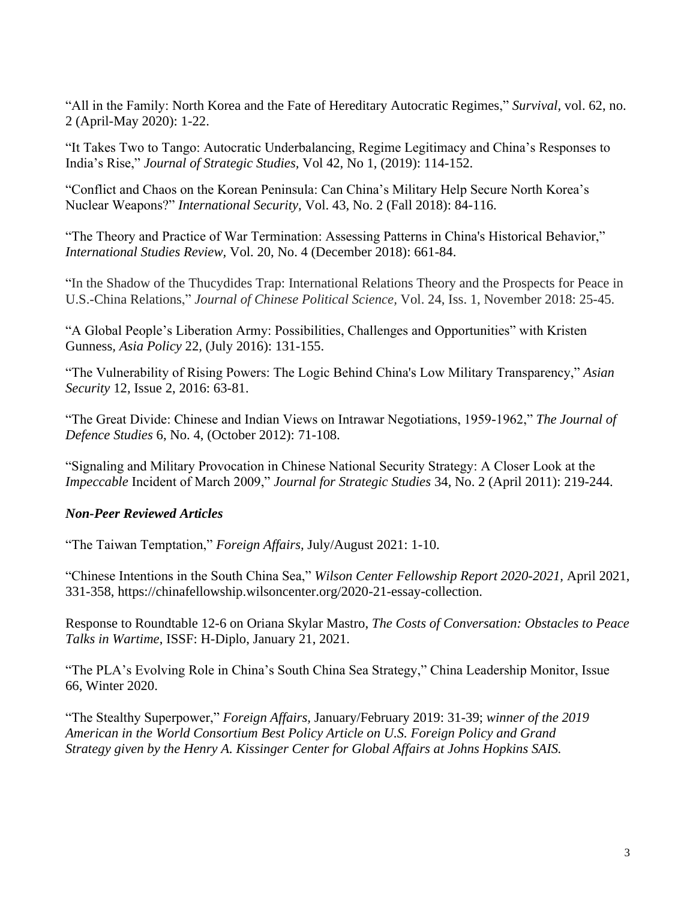“All in the Family: North Korea and the Fate of Hereditary Autocratic Regimes,” *Survival*, vol. 62, no. 2 (April-May 2020): 1-22.

“It Takes Two to Tango: Autocratic Underbalancing, Regime Legitimacy and China’s Responses to India’s Rise,” *Journal of Strategic Studies,* Vol 42, No 1, (2019): 114-152.

“Conflict and Chaos on the Korean Peninsula: Can China’s Military Help Secure North Korea’s Nuclear Weapons?” *International Security,* Vol. 43, No. 2 (Fall 2018): 84-116.

“The Theory and Practice of War Termination: Assessing Patterns in China's Historical Behavior,” *International Studies Review,* Vol. 20, No. 4 (December 2018): 661-84.

“In the Shadow of the Thucydides Trap: International Relations Theory and the Prospects for Peace in U.S.-China Relations,” *Journal of Chinese Political Science,* Vol. 24, Iss. 1, November 2018: 25-45.

“A Global People’s Liberation Army: Possibilities, Challenges and Opportunities” with Kristen Gunness, *Asia Policy* 22, (July 2016): 131-155.

“The Vulnerability of Rising Powers: The Logic Behind China's Low Military Transparency,” *Asian Security* 12, Issue 2, 2016: 63-81.

“The Great Divide: Chinese and Indian Views on Intrawar Negotiations, 1959-1962,” *The Journal of Defence Studies* 6, No. 4, (October 2012): 71-108.

“Signaling and Military Provocation in Chinese National Security Strategy: A Closer Look at the *Impeccable* Incident of March 2009,” *Journal for Strategic Studies* 34, No. 2 (April 2011): 219-244.

### *Non-Peer Reviewed Articles*

“The Taiwan Temptation,” *Foreign Affairs,* July/August 2021: 1-10.

“Chinese Intentions in the South China Sea,” *Wilson Center Fellowship Report 2020-2021,* April 2021, 331-358, https://chinafellowship.wilsoncenter.org/2020-21-essay-collection.

Response to Roundtable 12-6 on Oriana Skylar Mastro, *The Costs of Conversation: Obstacles to Peace Talks in Wartime*, ISSF: H-Diplo, January 21, 2021.

“The PLA’s Evolving Role in China’s South China Sea Strategy,” China Leadership Monitor, Issue 66, Winter 2020.

“The Stealthy Superpower,” *Foreign Affairs,* January/February 2019: 31-39; *winner of the 2019 American in the World Consortium Best Policy Article on U.S. Foreign Policy and Grand Strategy given by the Henry A. Kissinger Center for Global Affairs at Johns Hopkins SAIS.*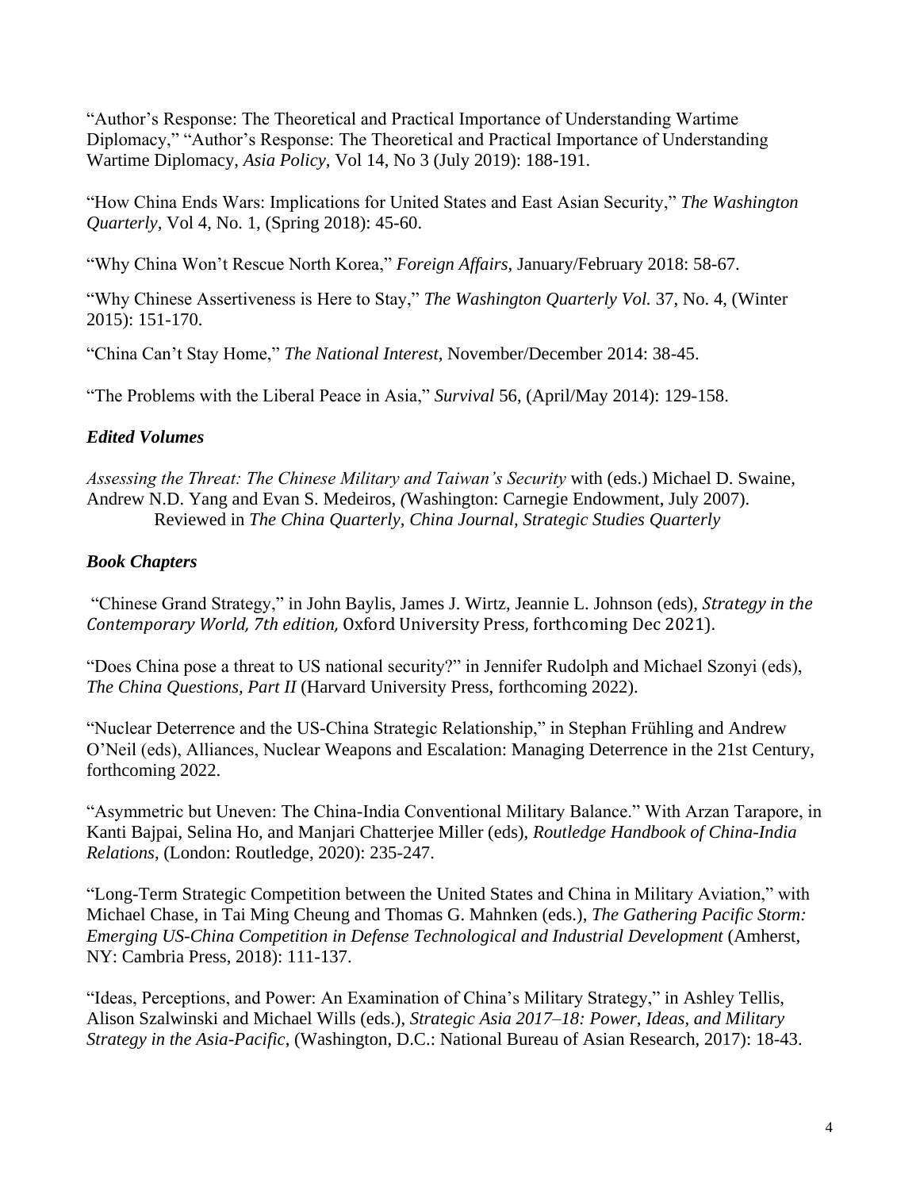"Author's Response: The Theoretical and Practical Importance of Understanding Wartime Diplomacy," "Author's Response: The Theoretical and Practical Importance of Understanding Wartime Diplomacy, *Asia Policy,* Vol 14, No 3 (July 2019): 188-191.

"How China Ends Wars: Implications for United States and East Asian Security," *The Washington Quarterly*, Vol 4, No. 1, (Spring 2018): 45-60.

"Why China Won't Rescue North Korea," *Foreign Affairs*, January/February 2018: 58-67.

"Why Chinese Assertiveness is Here to Stay," *The Washington Quarterly Vol.* 37, No. 4, (Winter 2015): 151-170.

"China Can't Stay Home," *The National Interest,* November/December 2014: 38-45.

"The Problems with the Liberal Peace in Asia," *Survival* 56, (April/May 2014): 129-158.

### *Edited Volumes*

*Assessing the Threat: The Chinese Military and Taiwan's Security* with (eds.) Michael D. Swaine, Andrew N.D. Yang and Evan S. Medeiros, *(*Washington: Carnegie Endowment, July 2007).
Reviewed in *The China Quarterly*, *China Journal*, *Strategic Studies Quarterly*

### *Book Chapters*

"Chinese Grand Strategy," in John Baylis, James J. Wirtz, Jeannie L. Johnson (eds), *Strategy in the Contemporary World, 7th edition,* Oxford University Press, forthcoming Dec 2021).

"Does China pose a threat to US national security?" in Jennifer Rudolph and Michael Szonyi (eds), *The China Questions, Part II* (Harvard University Press, forthcoming 2022).

"Nuclear Deterrence and the US-China Strategic Relationship," in Stephan Frühling and Andrew O'Neil (eds), Alliances, Nuclear Weapons and Escalation: Managing Deterrence in the 21st Century, forthcoming 2022.

"Asymmetric but Uneven: The China-India Conventional Military Balance." With Arzan Tarapore, in Kanti Bajpai, Selina Ho, and Manjari Chatterjee Miller (eds), *Routledge Handbook of China-India Relations*, (London: Routledge, 2020): 235-247.

"Long-Term Strategic Competition between the United States and China in Military Aviation," with Michael Chase, in Tai Ming Cheung and Thomas G. Mahnken (eds.), *The Gathering Pacific Storm: Emerging US-China Competition in Defense Technological and Industrial Development* (Amherst, NY: Cambria Press, 2018): 111-137.

"Ideas, Perceptions, and Power: An Examination of China's Military Strategy," in Ashley Tellis, Alison Szalwinski and Michael Wills (eds.), *Strategic Asia 2017–18: Power, Ideas, and Military Strategy in the Asia-Pacific*, (Washington, D.C.: National Bureau of Asian Research, 2017): 18-43.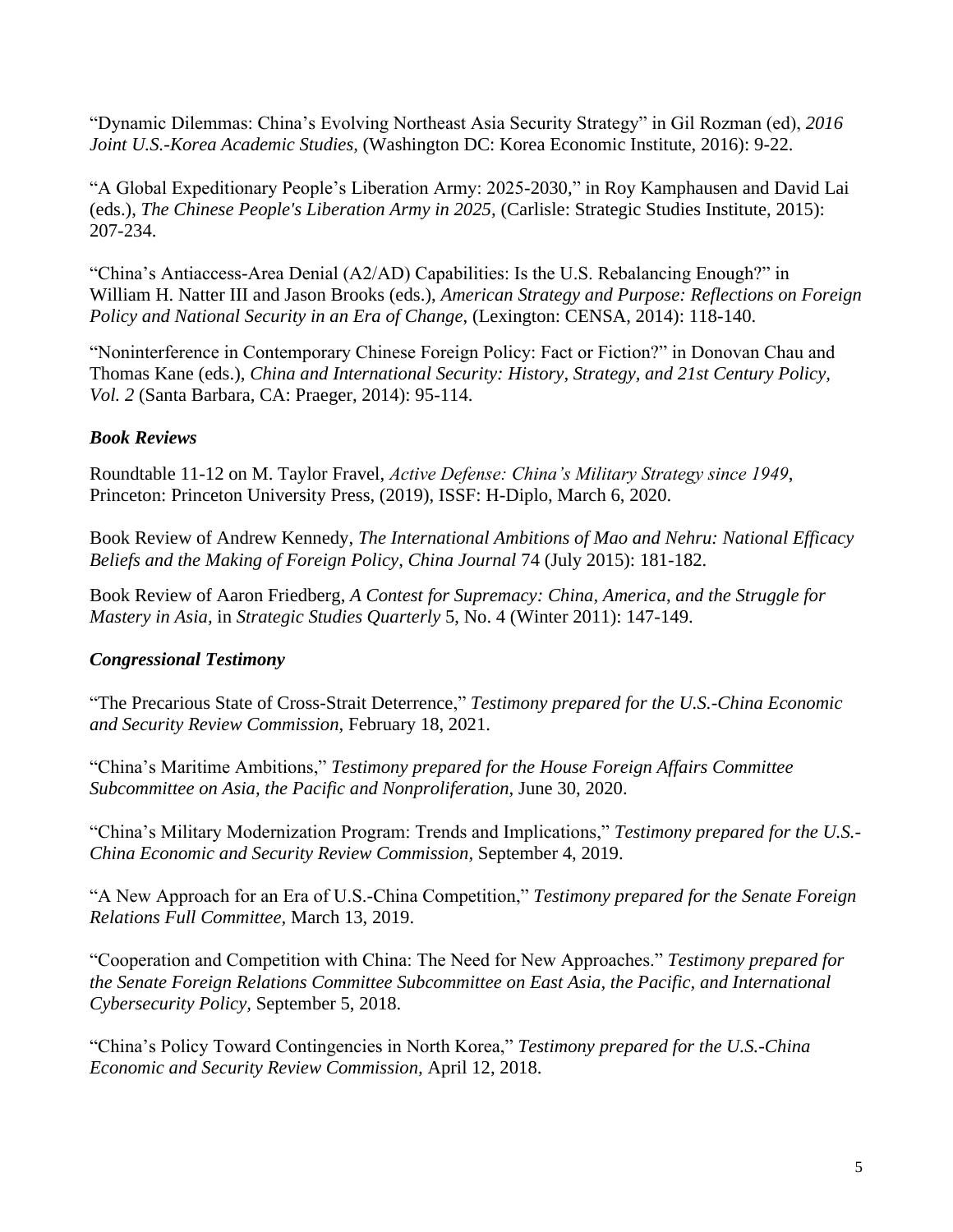"Dynamic Dilemmas: China's Evolving Northeast Asia Security Strategy" in Gil Rozman (ed), *2016 Joint U.S.-Korea Academic Studies,* (Washington DC: Korea Economic Institute, 2016): 9-22.

"A Global Expeditionary People's Liberation Army: 2025-2030," in Roy Kamphausen and David Lai (eds.), *The Chinese People's Liberation Army in 2025,* (Carlisle: Strategic Studies Institute, 2015): 207-234.

"China's Antiaccess-Area Denial (A2/AD) Capabilities: Is the U.S. Rebalancing Enough?" in William H. Natter III and Jason Brooks (eds.), *American Strategy and Purpose: Reflections on Foreign Policy and National Security in an Era of Change,* (Lexington: CENSA, 2014): 118-140.

"Noninterference in Contemporary Chinese Foreign Policy: Fact or Fiction?" in Donovan Chau and Thomas Kane (eds.), *China and International Security: History, Strategy, and 21st Century Policy, Vol. 2* (Santa Barbara, CA: Praeger, 2014): 95-114.

### *Book Reviews*

Roundtable 11-12 on M. Taylor Fravel, *Active Defense: China's Military Strategy since 1949*, Princeton: Princeton University Press, (2019), ISSF: H-Diplo, March 6, 2020.

Book Review of Andrew Kennedy, *The International Ambitions of Mao and Nehru: National Efficacy Beliefs and the Making of Foreign Policy, China Journal* 74 (July 2015): 181-182.

Book Review of Aaron Friedberg, *A Contest for Supremacy: China, America, and the Struggle for Mastery in Asia,* in *Strategic Studies Quarterly* 5, No. 4 (Winter 2011): 147-149.

### *Congressional Testimony*

"The Precarious State of Cross-Strait Deterrence," *Testimony prepared for the U.S.-China Economic and Security Review Commission*, February 18, 2021.

"China's Maritime Ambitions," *Testimony prepared for the House Foreign Affairs Committee Subcommittee on Asia, the Pacific and Nonproliferation,* June 30, 2020.

"China's Military Modernization Program: Trends and Implications," *Testimony prepared for the U.S.-China Economic and Security Review Commission,* September 4, 2019.

"A New Approach for an Era of U.S.-China Competition," *Testimony prepared for the Senate Foreign Relations Full Committee,* March 13, 2019.

"Cooperation and Competition with China: The Need for New Approaches." *Testimony prepared for the Senate Foreign Relations Committee Subcommittee on East Asia, the Pacific, and International Cybersecurity Policy,* September 5, 2018.

"China's Policy Toward Contingencies in North Korea," *Testimony prepared for the U.S.-China Economic and Security Review Commission,* April 12, 2018.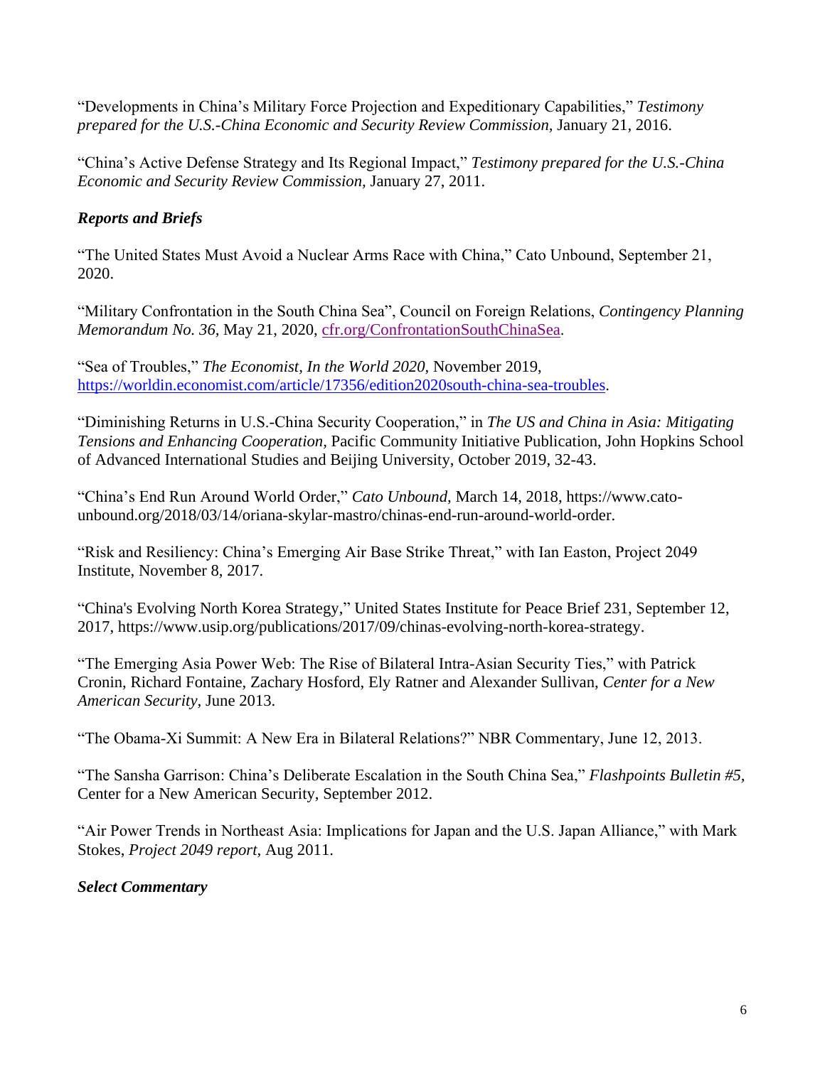"Developments in China's Military Force Projection and Expeditionary Capabilities," *Testimony prepared for the U.S.-China Economic and Security Review Commission,* January 21, 2016.

"China's Active Defense Strategy and Its Regional Impact," *Testimony prepared for the U.S.-China Economic and Security Review Commission,* January 27, 2011.

***Reports and Briefs***

"The United States Must Avoid a Nuclear Arms Race with China," Cato Unbound, September 21, 2020.

"Military Confrontation in the South China Sea", Council on Foreign Relations, *Contingency Planning Memorandum No. 36,* May 21, 2020, cfr.org/ConfrontationSouthChinaSea.

"Sea of Troubles," *The Economist, In the World 2020,* November 2019, https://worldin.economist.com/article/17356/edition2020south-china-sea-troubles.

"Diminishing Returns in U.S.-China Security Cooperation," in *The US and China in Asia: Mitigating Tensions and Enhancing Cooperation,* Pacific Community Initiative Publication, John Hopkins School of Advanced International Studies and Beijing University, October 2019, 32-43.

"China's End Run Around World Order," *Cato Unbound,* March 14, 2018, https://www.cato-unbound.org/2018/03/14/oriana-skylar-mastro/chinas-end-run-around-world-order.

"Risk and Resiliency: China's Emerging Air Base Strike Threat," with Ian Easton, Project 2049 Institute, November 8, 2017.

"China's Evolving North Korea Strategy," United States Institute for Peace Brief 231, September 12, 2017, https://www.usip.org/publications/2017/09/chinas-evolving-north-korea-strategy.

"The Emerging Asia Power Web: The Rise of Bilateral Intra-Asian Security Ties," with Patrick Cronin, Richard Fontaine, Zachary Hosford, Ely Ratner and Alexander Sullivan, *Center for a New American Security,* June 2013.

"The Obama-Xi Summit: A New Era in Bilateral Relations?" NBR Commentary, June 12, 2013.

"The Sansha Garrison: China's Deliberate Escalation in the South China Sea," *Flashpoints Bulletin #5,* Center for a New American Security, September 2012.

"Air Power Trends in Northeast Asia: Implications for Japan and the U.S. Japan Alliance," with Mark Stokes, *Project 2049 report,* Aug 2011.

***Select Commentary***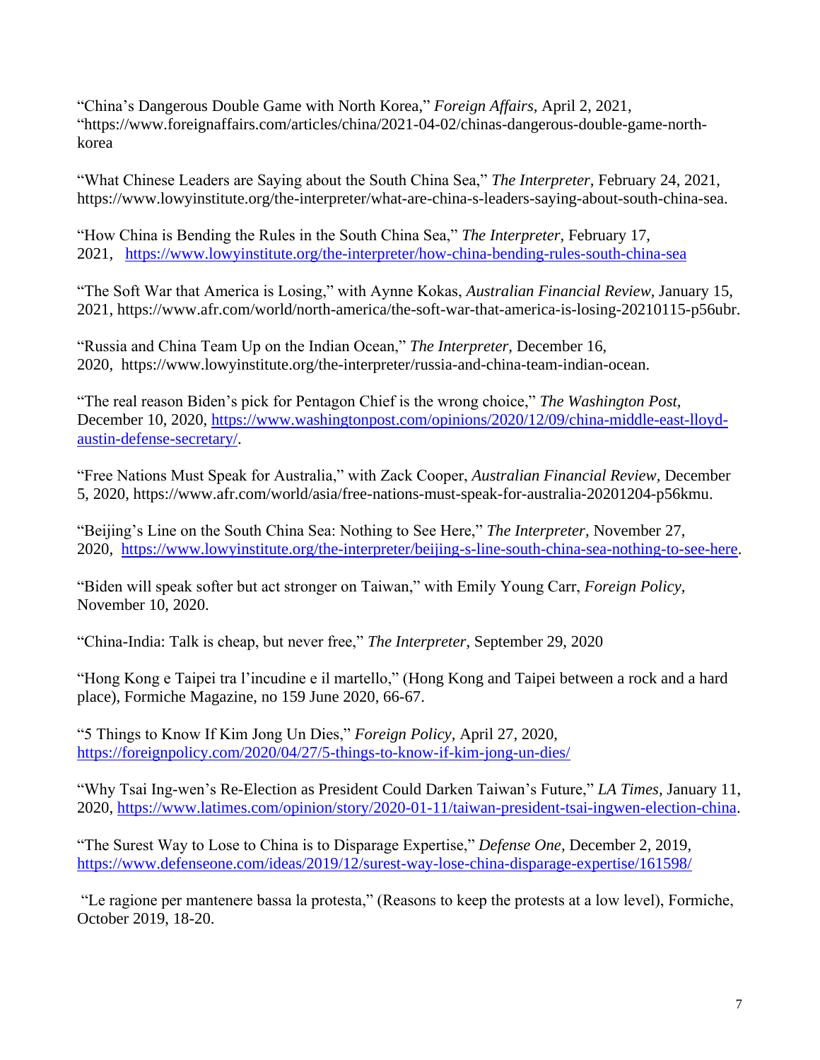"China's Dangerous Double Game with North Korea," *Foreign Affairs,* April 2, 2021, "https://www.foreignaffairs.com/articles/china/2021-04-02/chinas-dangerous-double-game-north-korea

"What Chinese Leaders are Saying about the South China Sea," *The Interpreter,* February 24, 2021, https://www.lowyinstitute.org/the-interpreter/what-are-china-s-leaders-saying-about-south-china-sea.

"How China is Bending the Rules in the South China Sea," *The Interpreter,* February 17, 2021, https://www.lowyinstitute.org/the-interpreter/how-china-bending-rules-south-china-sea

"The Soft War that America is Losing," with Aynne Kokas, *Australian Financial Review,* January 15, 2021, https://www.afr.com/world/north-america/the-soft-war-that-america-is-losing-20210115-p56ubr.

"Russia and China Team Up on the Indian Ocean," *The Interpreter,* December 16, 2020, https://www.lowyinstitute.org/the-interpreter/russia-and-china-team-indian-ocean.

"The real reason Biden's pick for Pentagon Chief is the wrong choice," *The Washington Post,* December 10, 2020, https://www.washingtonpost.com/opinions/2020/12/09/china-middle-east-lloyd-austin-defense-secretary/.

"Free Nations Must Speak for Australia," with Zack Cooper, *Australian Financial Review,* December 5, 2020, https://www.afr.com/world/asia/free-nations-must-speak-for-australia-20201204-p56kmu.

"Beijing's Line on the South China Sea: Nothing to See Here," *The Interpreter,* November 27, 2020, https://www.lowyinstitute.org/the-interpreter/beijing-s-line-south-china-sea-nothing-to-see-here.

"Biden will speak softer but act stronger on Taiwan," with Emily Young Carr, *Foreign Policy,* November 10, 2020.

"China-India: Talk is cheap, but never free," *The Interpreter*, September 29, 2020

"Hong Kong e Taipei tra l'incudine e il martello," (Hong Kong and Taipei between a rock and a hard place), Formiche Magazine, no 159 June 2020, 66-67.

"5 Things to Know If Kim Jong Un Dies," *Foreign Policy,* April 27, 2020, https://foreignpolicy.com/2020/04/27/5-things-to-know-if-kim-jong-un-dies/

"Why Tsai Ing-wen's Re-Election as President Could Darken Taiwan's Future," *LA Times,* January 11, 2020, https://www.latimes.com/opinion/story/2020-01-11/taiwan-president-tsai-ingwen-election-china.

"The Surest Way to Lose to China is to Disparage Expertise," *Defense One,* December 2, 2019, https://www.defenseone.com/ideas/2019/12/surest-way-lose-china-disparage-expertise/161598/

"Le ragione per mantenere bassa la protesta," (Reasons to keep the protests at a low level), Formiche, October 2019, 18-20.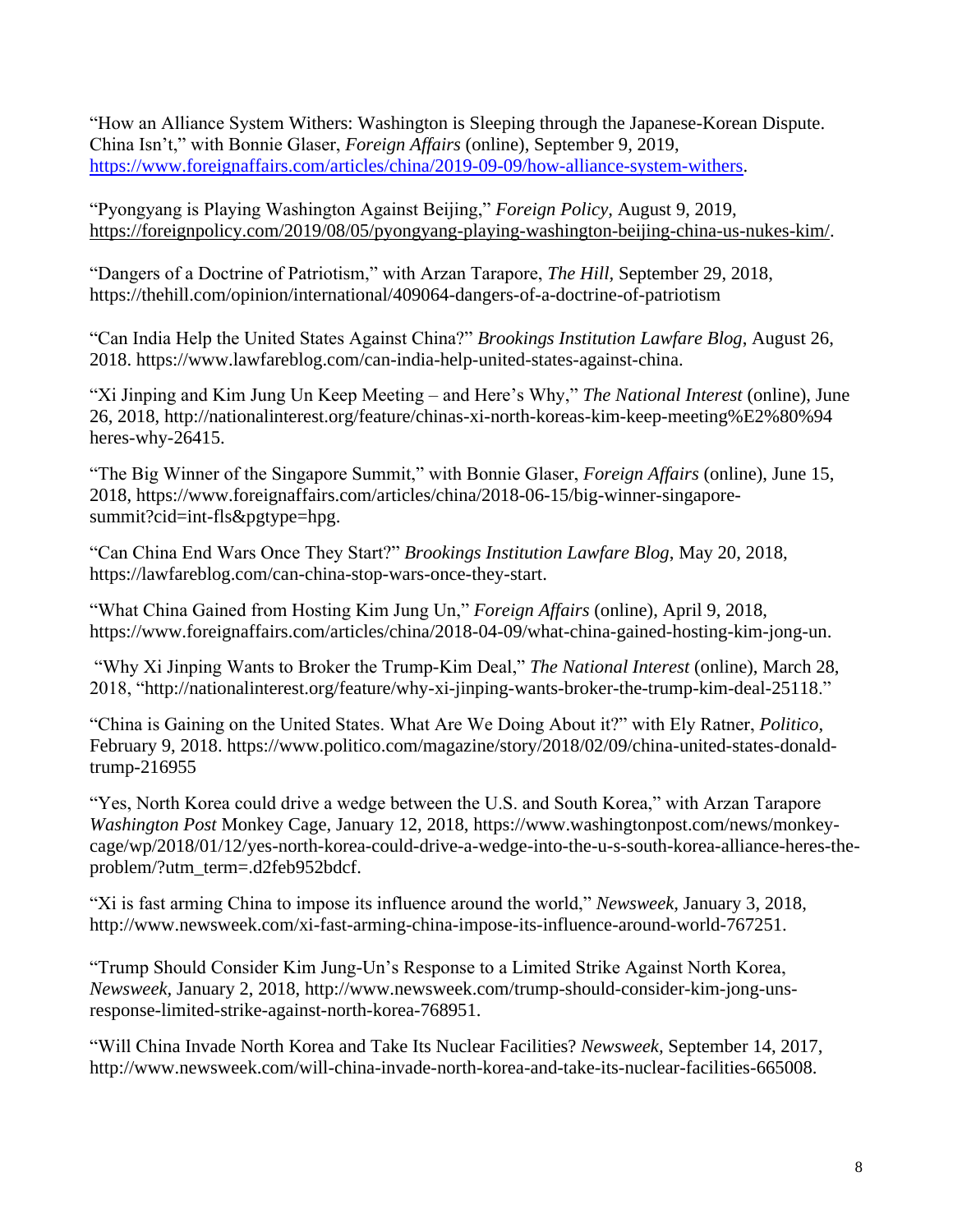"How an Alliance System Withers: Washington is Sleeping through the Japanese-Korean Dispute. China Isn't," with Bonnie Glaser, *Foreign Affairs* (online), September 9, 2019, https://www.foreignaffairs.com/articles/china/2019-09-09/how-alliance-system-withers.

"Pyongyang is Playing Washington Against Beijing," *Foreign Policy,* August 9, 2019, https://foreignpolicy.com/2019/08/05/pyongyang-playing-washington-beijing-china-us-nukes-kim/.

"Dangers of a Doctrine of Patriotism," with Arzan Tarapore, *The Hill,* September 29, 2018, https://thehill.com/opinion/international/409064-dangers-of-a-doctrine-of-patriotism

"Can India Help the United States Against China?" *Brookings Institution Lawfare Blog*, August 26, 2018. https://www.lawfareblog.com/can-india-help-united-states-against-china.

"Xi Jinping and Kim Jung Un Keep Meeting – and Here's Why," *The National Interest* (online), June 26, 2018, http://nationalinterest.org/feature/chinas-xi-north-koreas-kim-keep-meeting%E2%80%94 heres-why-26415.

"The Big Winner of the Singapore Summit," with Bonnie Glaser, *Foreign Affairs* (online), June 15, 2018, https://www.foreignaffairs.com/articles/china/2018-06-15/big-winner-singapore-summit?cid=int-fls&pgtype=hpg.

"Can China End Wars Once They Start?" *Brookings Institution Lawfare Blog*, May 20, 2018, https://lawfareblog.com/can-china-stop-wars-once-they-start.

"What China Gained from Hosting Kim Jung Un," *Foreign Affairs* (online), April 9, 2018, https://www.foreignaffairs.com/articles/china/2018-04-09/what-china-gained-hosting-kim-jong-un.

"Why Xi Jinping Wants to Broker the Trump-Kim Deal," *The National Interest* (online), March 28, 2018, "http://nationalinterest.org/feature/why-xi-jinping-wants-broker-the-trump-kim-deal-25118."

"China is Gaining on the United States. What Are We Doing About it?" with Ely Ratner, *Politico*, February 9, 2018. https://www.politico.com/magazine/story/2018/02/09/china-united-states-donald-trump-216955

"Yes, North Korea could drive a wedge between the U.S. and South Korea," with Arzan Tarapore *Washington Post* Monkey Cage, January 12, 2018, https://www.washingtonpost.com/news/monkey-cage/wp/2018/01/12/yes-north-korea-could-drive-a-wedge-into-the-u-s-south-korea-alliance-heres-the-problem/?utm_term=.d2feb952bdcf.

"Xi is fast arming China to impose its influence around the world," *Newsweek,* January 3, 2018, http://www.newsweek.com/xi-fast-arming-china-impose-its-influence-around-world-767251.

"Trump Should Consider Kim Jung-Un's Response to a Limited Strike Against North Korea, *Newsweek,* January 2, 2018, http://www.newsweek.com/trump-should-consider-kim-jong-uns-response-limited-strike-against-north-korea-768951.

"Will China Invade North Korea and Take Its Nuclear Facilities? *Newsweek,* September 14, 2017, http://www.newsweek.com/will-china-invade-north-korea-and-take-its-nuclear-facilities-665008.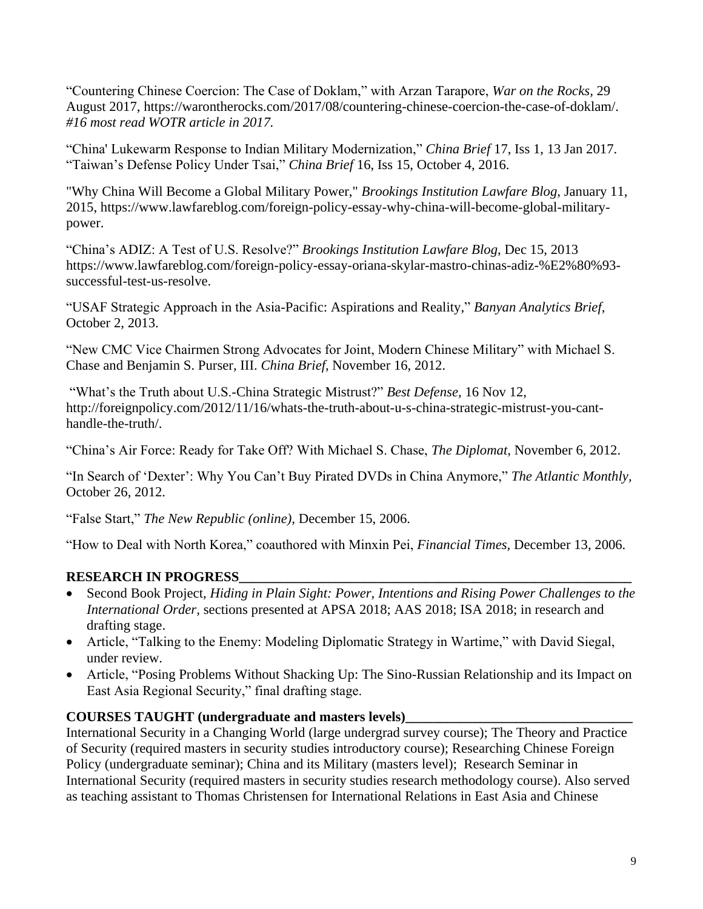"Countering Chinese Coercion: The Case of Doklam," with Arzan Tarapore, *War on the Rocks,* 29 August 2017, https://warontherocks.com/2017/08/countering-chinese-coercion-the-case-of-doklam/. *#16 most read WOTR article in 2017.*

"China' Lukewarm Response to Indian Military Modernization," *China Brief* 17, Iss 1, 13 Jan 2017.
"Taiwan's Defense Policy Under Tsai," *China Brief* 16, Iss 15, October 4, 2016.

"Why China Will Become a Global Military Power," *Brookings Institution Lawfare Blog*, January 11, 2015, https://www.lawfareblog.com/foreign-policy-essay-why-china-will-become-global-military-power.

"China's ADIZ: A Test of U.S. Resolve?" *Brookings Institution Lawfare Blog*, Dec 15, 2013 https://www.lawfareblog.com/foreign-policy-essay-oriana-skylar-mastro-chinas-adiz-%E2%80%93-successful-test-us-resolve.

"USAF Strategic Approach in the Asia-Pacific: Aspirations and Reality," *Banyan Analytics Brief,* October 2, 2013.

"New CMC Vice Chairmen Strong Advocates for Joint, Modern Chinese Military" with Michael S. Chase and Benjamin S. Purser, III. *China Brief*, November 16, 2012.

"What's the Truth about U.S.-China Strategic Mistrust?" *Best Defense,* 16 Nov 12, http://foreignpolicy.com/2012/11/16/whats-the-truth-about-u-s-china-strategic-mistrust-you-cant-handle-the-truth/.

"China's Air Force: Ready for Take Off? With Michael S. Chase, *The Diplomat,* November 6, 2012.

"In Search of 'Dexter': Why You Can't Buy Pirated DVDs in China Anymore," *The Atlantic Monthly,* October 26, 2012.

"False Start," *The New Republic (online),* December 15, 2006.

"How to Deal with North Korea," coauthored with Minxin Pei, *Financial Times,* December 13, 2006.

## RESEARCH IN PROGRESS

- Second Book Project, *Hiding in Plain Sight: Power, Intentions and Rising Power Challenges to the International Order,* sections presented at APSA 2018; AAS 2018; ISA 2018; in research and drafting stage.
- Article, "Talking to the Enemy: Modeling Diplomatic Strategy in Wartime," with David Siegal, under review.
- Article, "Posing Problems Without Shacking Up: The Sino-Russian Relationship and its Impact on East Asia Regional Security," final drafting stage.

## COURSES TAUGHT (undergraduate and masters levels)

International Security in a Changing World (large undergrad survey course); The Theory and Practice of Security (required masters in security studies introductory course); Researching Chinese Foreign Policy (undergraduate seminar); China and its Military (masters level); Research Seminar in International Security (required masters in security studies research methodology course). Also served as teaching assistant to Thomas Christensen for International Relations in East Asia and Chinese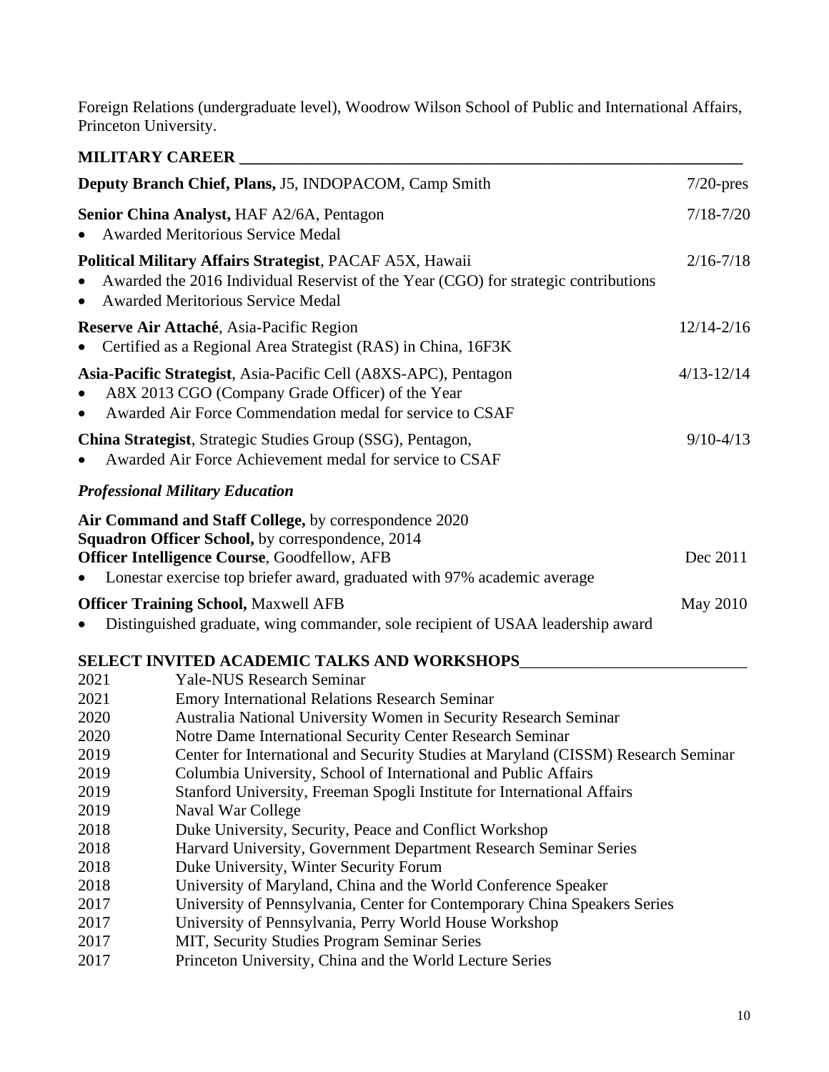Foreign Relations (undergraduate level), Woodrow Wilson School of Public and International Affairs, Princeton University.

## MILITARY CAREER

**Deputy Branch Chief, Plans,** J5, INDOPACOM, Camp Smith — 7/20-pres

**Senior China Analyst,** HAF A2/6A, Pentagon — 7/18-7/20
- Awarded Meritorious Service Medal

**Political Military Affairs Strategist**, PACAF A5X, Hawaii — 2/16-7/18
- Awarded the 2016 Individual Reservist of the Year (CGO) for strategic contributions
- Awarded Meritorious Service Medal

**Reserve Air Attaché**, Asia-Pacific Region — 12/14-2/16
- Certified as a Regional Area Strategist (RAS) in China, 16F3K

**Asia-Pacific Strategist**, Asia-Pacific Cell (A8XS-APC), Pentagon — 4/13-12/14
- A8X 2013 CGO (Company Grade Officer) of the Year
- Awarded Air Force Commendation medal for service to CSAF

**China Strategist**, Strategic Studies Group (SSG), Pentagon, — 9/10-4/13
- Awarded Air Force Achievement medal for service to CSAF

### *Professional Military Education*

**Air Command and Staff College,** by correspondence 2020
**Squadron Officer School,** by correspondence, 2014
**Officer Intelligence Course**, Goodfellow, AFB — Dec 2011
- Lonestar exercise top briefer award, graduated with 97% academic average

**Officer Training School,** Maxwell AFB — May 2010
- Distinguished graduate, wing commander, sole recipient of USAA leadership award

## SELECT INVITED ACADEMIC TALKS AND WORKSHOPS

2021 Yale-NUS Research Seminar
2021 Emory International Relations Research Seminar
2020 Australia National University Women in Security Research Seminar
2020 Notre Dame International Security Center Research Seminar
2019 Center for International and Security Studies at Maryland (CISSM) Research Seminar
2019 Columbia University, School of International and Public Affairs
2019 Stanford University, Freeman Spogli Institute for International Affairs
2019 Naval War College
2018 Duke University, Security, Peace and Conflict Workshop
2018 Harvard University, Government Department Research Seminar Series
2018 Duke University, Winter Security Forum
2018 University of Maryland, China and the World Conference Speaker
2017 University of Pennsylvania, Center for Contemporary China Speakers Series
2017 University of Pennsylvania, Perry World House Workshop
2017 MIT, Security Studies Program Seminar Series
2017 Princeton University, China and the World Lecture Series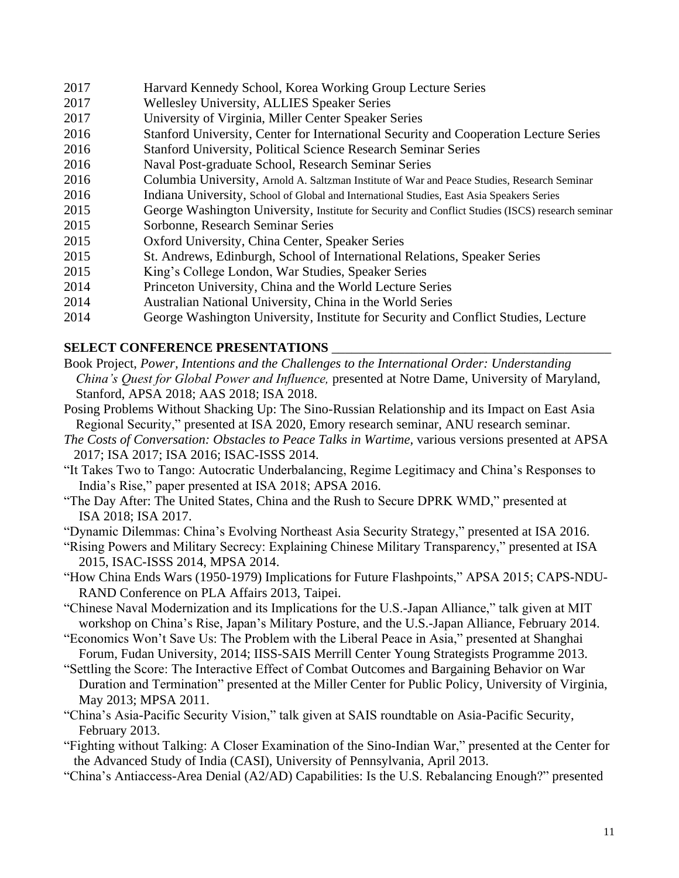2017 Harvard Kennedy School, Korea Working Group Lecture Series
2017 Wellesley University, ALLIES Speaker Series
2017 University of Virginia, Miller Center Speaker Series
2016 Stanford University, Center for International Security and Cooperation Lecture Series
2016 Stanford University, Political Science Research Seminar Series
2016 Naval Post-graduate School, Research Seminar Series
2016 Columbia University, Arnold A. Saltzman Institute of War and Peace Studies, Research Seminar
2016 Indiana University, School of Global and International Studies, East Asia Speakers Series
2015 George Washington University, Institute for Security and Conflict Studies (ISCS) research seminar
2015 Sorbonne, Research Seminar Series
2015 Oxford University, China Center, Speaker Series
2015 St. Andrews, Edinburgh, School of International Relations, Speaker Series
2015 King's College London, War Studies, Speaker Series
2014 Princeton University, China and the World Lecture Series
2014 Australian National University, China in the World Series
2014 George Washington University, Institute for Security and Conflict Studies, Lecture

## SELECT CONFERENCE PRESENTATIONS

Book Project, *Power, Intentions and the Challenges to the International Order: Understanding China's Quest for Global Power and Influence,* presented at Notre Dame, University of Maryland, Stanford, APSA 2018; AAS 2018; ISA 2018.

Posing Problems Without Shacking Up: The Sino-Russian Relationship and its Impact on East Asia Regional Security," presented at ISA 2020, Emory research seminar, ANU research seminar.

*The Costs of Conversation: Obstacles to Peace Talks in Wartime,* various versions presented at APSA 2017; ISA 2017; ISA 2016; ISAC-ISSS 2014.

"It Takes Two to Tango: Autocratic Underbalancing, Regime Legitimacy and China's Responses to India's Rise," paper presented at ISA 2018; APSA 2016.

"The Day After: The United States, China and the Rush to Secure DPRK WMD," presented at ISA 2018; ISA 2017.

"Dynamic Dilemmas: China's Evolving Northeast Asia Security Strategy," presented at ISA 2016.

"Rising Powers and Military Secrecy: Explaining Chinese Military Transparency," presented at ISA 2015, ISAC-ISSS 2014, MPSA 2014.

"How China Ends Wars (1950-1979) Implications for Future Flashpoints," APSA 2015; CAPS-NDU-RAND Conference on PLA Affairs 2013, Taipei.

"Chinese Naval Modernization and its Implications for the U.S.-Japan Alliance," talk given at MIT workshop on China's Rise, Japan's Military Posture, and the U.S.-Japan Alliance, February 2014.

"Economics Won't Save Us: The Problem with the Liberal Peace in Asia," presented at Shanghai Forum, Fudan University, 2014; IISS-SAIS Merrill Center Young Strategists Programme 2013.

"Settling the Score: The Interactive Effect of Combat Outcomes and Bargaining Behavior on War Duration and Termination" presented at the Miller Center for Public Policy, University of Virginia, May 2013; MPSA 2011.

"China's Asia-Pacific Security Vision," talk given at SAIS roundtable on Asia-Pacific Security, February 2013.

"Fighting without Talking: A Closer Examination of the Sino-Indian War," presented at the Center for the Advanced Study of India (CASI), University of Pennsylvania, April 2013.

"China's Antiaccess-Area Denial (A2/AD) Capabilities: Is the U.S. Rebalancing Enough?" presented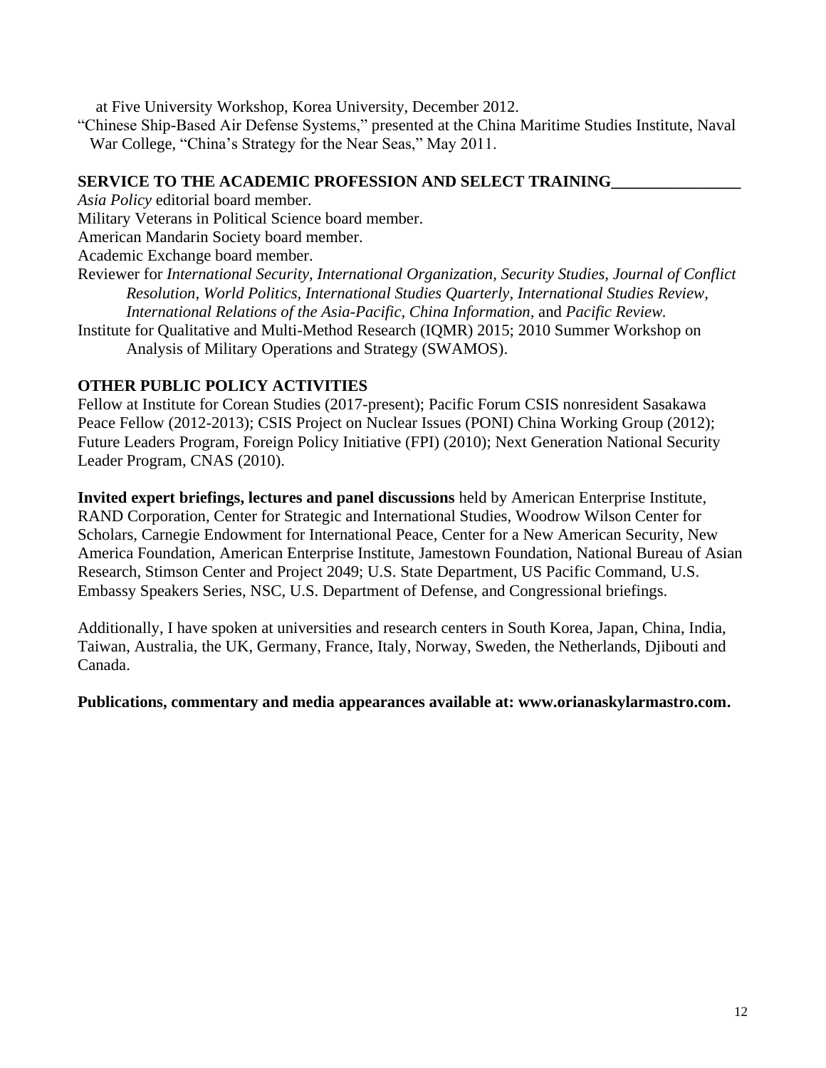at Five University Workshop, Korea University, December 2012.

"Chinese Ship-Based Air Defense Systems," presented at the China Maritime Studies Institute, Naval War College, "China's Strategy for the Near Seas," May 2011.

## SERVICE TO THE ACADEMIC PROFESSION AND SELECT TRAINING

*Asia Policy* editorial board member.

Military Veterans in Political Science board member.

American Mandarin Society board member.

Academic Exchange board member.

Reviewer for *International Security, International Organization, Security Studies, Journal of Conflict Resolution, World Politics, International Studies Quarterly, International Studies Review, International Relations of the Asia-Pacific, China Information,* and *Pacific Review.*

Institute for Qualitative and Multi-Method Research (IQMR) 2015; 2010 Summer Workshop on Analysis of Military Operations and Strategy (SWAMOS).

## OTHER PUBLIC POLICY ACTIVITIES

Fellow at Institute for Corean Studies (2017-present); Pacific Forum CSIS nonresident Sasakawa Peace Fellow (2012-2013); CSIS Project on Nuclear Issues (PONI) China Working Group (2012); Future Leaders Program, Foreign Policy Initiative (FPI) (2010); Next Generation National Security Leader Program, CNAS (2010).

**Invited expert briefings, lectures and panel discussions** held by American Enterprise Institute, RAND Corporation, Center for Strategic and International Studies, Woodrow Wilson Center for Scholars, Carnegie Endowment for International Peace, Center for a New American Security, New America Foundation, American Enterprise Institute, Jamestown Foundation, National Bureau of Asian Research, Stimson Center and Project 2049; U.S. State Department, US Pacific Command, U.S. Embassy Speakers Series, NSC, U.S. Department of Defense, and Congressional briefings.

Additionally, I have spoken at universities and research centers in South Korea, Japan, China, India, Taiwan, Australia, the UK, Germany, France, Italy, Norway, Sweden, the Netherlands, Djibouti and Canada.

**Publications, commentary and media appearances available at: www.orianaskylarmastro.com.**